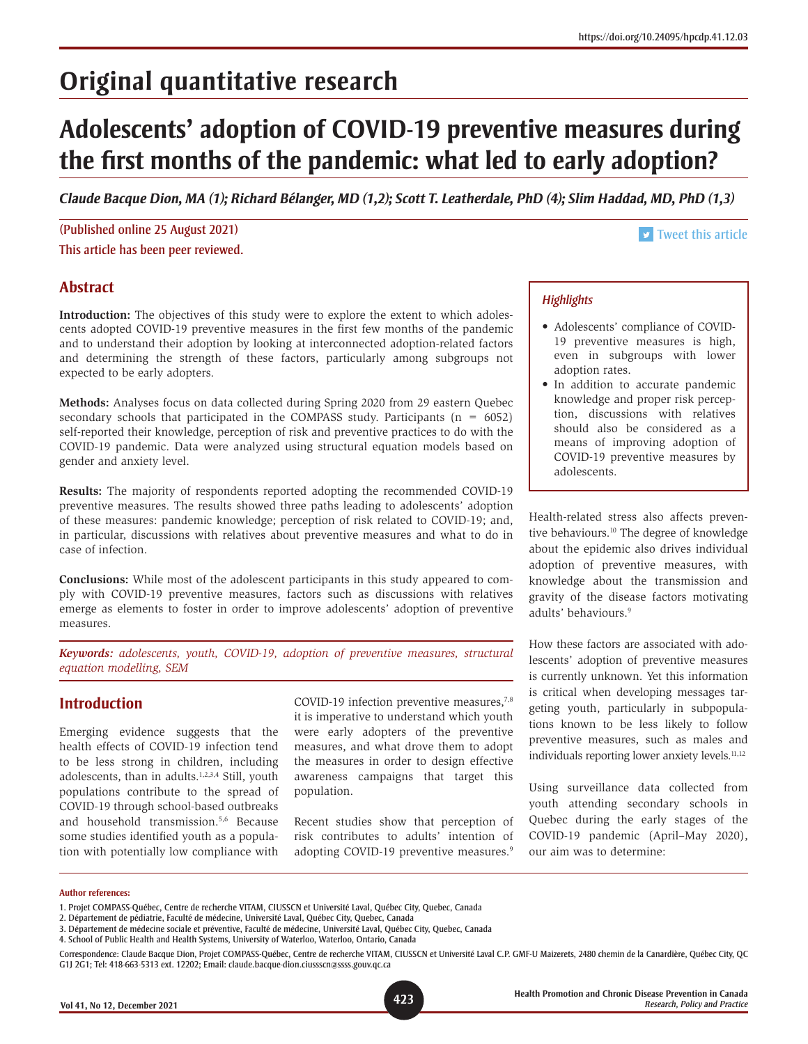# Original quantitative research

# Adolescents' adoption of COVID-19 preventive measures during the first months of the pandemic: what led to early adoption?

***Claude Bacque Dion, MA (1); Richard Bélanger, MD (1,2); Scott T. Leatherdale, PhD (4); Slim Haddad, MD, PhD (1,3)***

(Published online 25 August 2021)

This article has been peer reviewed.

Tweet this article

## Abstract

**Introduction:** The objectives of this study were to explore the extent to which adolescents adopted COVID-19 preventive measures in the first few months of the pandemic and to understand their adoption by looking at interconnected adoption-related factors and determining the strength of these factors, particularly among subgroups not expected to be early adopters.

**Methods:** Analyses focus on data collected during Spring 2020 from 29 eastern Quebec secondary schools that participated in the COMPASS study. Participants (n = 6052) self-reported their knowledge, perception of risk and preventive practices to do with the COVID-19 pandemic. Data were analyzed using structural equation models based on gender and anxiety level.

**Results:** The majority of respondents reported adopting the recommended COVID-19 preventive measures. The results showed three paths leading to adolescents' adoption of these measures: pandemic knowledge; perception of risk related to COVID-19; and, in particular, discussions with relatives about preventive measures and what to do in case of infection.

**Conclusions:** While most of the adolescent participants in this study appeared to comply with COVID-19 preventive measures, factors such as discussions with relatives emerge as elements to foster in order to improve adolescents' adoption of preventive measures.

***Keywords:*** *adolescents, youth, COVID-19, adoption of preventive measures, structural equation modelling, SEM*

> *Highlights*
>
> - Adolescents' compliance of COVID-19 preventive measures is high, even in subgroups with lower adoption rates.
> - In addition to accurate pandemic knowledge and proper risk perception, discussions with relatives should also be considered as a means of improving adoption of COVID-19 preventive measures by adolescents.

## Introduction

Emerging evidence suggests that the health effects of COVID-19 infection tend to be less strong in children, including adolescents, than in adults.[1,2,3,4] Still, youth populations contribute to the spread of COVID-19 through school-based outbreaks and household transmission.[5,6] Because some studies identified youth as a population with potentially low compliance with COVID-19 infection preventive measures,[7,8] it is imperative to understand which youth were early adopters of the preventive measures, and what drove them to adopt the measures in order to design effective awareness campaigns that target this population.

Recent studies show that perception of risk contributes to adults' intention of adopting COVID-19 preventive measures.[9] Health-related stress also affects preventive behaviours.[10] The degree of knowledge about the epidemic also drives individual adoption of preventive measures, with knowledge about the transmission and gravity of the disease factors motivating adults' behaviours.[9]

How these factors are associated with adolescents' adoption of preventive measures is currently unknown. Yet this information is critical when developing messages targeting youth, particularly in subpopulations known to be less likely to follow preventive measures, such as males and individuals reporting lower anxiety levels.[11,12]

Using surveillance data collected from youth attending secondary schools in Quebec during the early stages of the COVID-19 pandemic (April–May 2020), our aim was to determine:

**Author references:**

1. Projet COMPASS-Québec, Centre de recherche VITAM, CIUSSCN et Université Laval, Québec City, Quebec, Canada
2. Département de pédiatrie, Faculté de médecine, Université Laval, Québec City, Quebec, Canada
3. Département de médecine sociale et préventive, Faculté de médecine, Université Laval, Québec City, Quebec, Canada
4. School of Public Health and Health Systems, University of Waterloo, Waterloo, Ontario, Canada

Correspondence: Claude Bacque Dion, Projet COMPASS-Québec, Centre de recherche VITAM, CIUSSCN et Université Laval C.P. GMF-U Maizerets, 2480 chemin de la Canardière, Québec City, QC G1J 2G1; Tel: 418-663-5313 ext. 12202; Email: claude.bacque-dion.ciussscn@ssss.gouv.qc.ca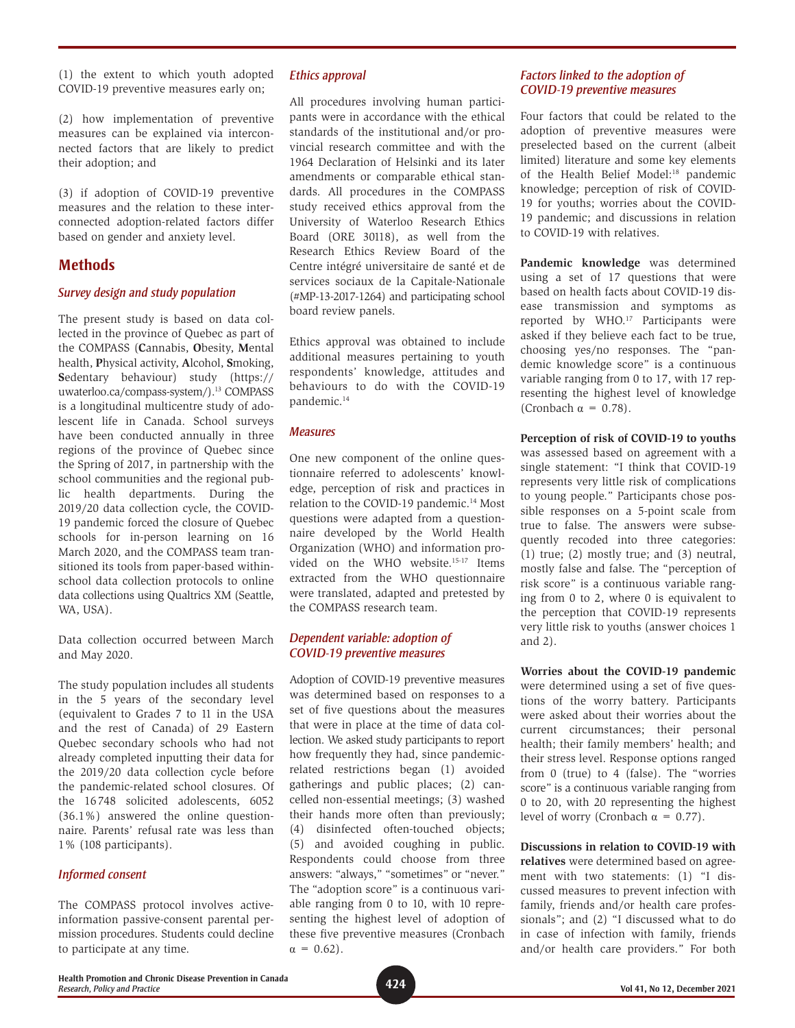(1) the extent to which youth adopted COVID-19 preventive measures early on;

(2) how implementation of preventive measures can be explained via interconnected factors that are likely to predict their adoption; and

(3) if adoption of COVID-19 preventive measures and the relation to these interconnected adoption-related factors differ based on gender and anxiety level.

## Methods

### *Survey design and study population*

The present study is based on data collected in the province of Quebec as part of the COMPASS (**C**annabis, **O**besity, **M**ental health, **P**hysical activity, **A**lcohol, **S**moking, **S**edentary behaviour) study (https://uwaterloo.ca/compass-system/).[13] COMPASS is a longitudinal multicentre study of adolescent life in Canada. School surveys have been conducted annually in three regions of the province of Quebec since the Spring of 2017, in partnership with the school communities and the regional public health departments. During the 2019/20 data collection cycle, the COVID-19 pandemic forced the closure of Quebec schools for in-person learning on 16 March 2020, and the COMPASS team transitioned its tools from paper-based within-school data collection protocols to online data collections using Qualtrics XM (Seattle, WA, USA).

Data collection occurred between March and May 2020.

The study population includes all students in the 5 years of the secondary level (equivalent to Grades 7 to 11 in the USA and the rest of Canada) of 29 Eastern Quebec secondary schools who had not already completed inputting their data for the 2019/20 data collection cycle before the pandemic-related school closures. Of the 16 748 solicited adolescents, 6052 (36.1%) answered the online questionnaire. Parents' refusal rate was less than 1% (108 participants).

### *Informed consent*

The COMPASS protocol involves active-information passive-consent parental permission procedures. Students could decline to participate at any time.

### *Ethics approval*

All procedures involving human participants were in accordance with the ethical standards of the institutional and/or provincial research committee and with the 1964 Declaration of Helsinki and its later amendments or comparable ethical standards. All procedures in the COMPASS study received ethics approval from the University of Waterloo Research Ethics Board (ORE 30118), as well from the Research Ethics Review Board of the Centre intégré universitaire de santé et de services sociaux de la Capitale-Nationale (#MP-13-2017-1264) and participating school board review panels.

Ethics approval was obtained to include additional measures pertaining to youth respondents' knowledge, attitudes and behaviours to do with the COVID-19 pandemic.[14]

### *Measures*

One new component of the online questionnaire referred to adolescents' knowledge, perception of risk and practices in relation to the COVID-19 pandemic.[14] Most questions were adapted from a questionnaire developed by the World Health Organization (WHO) and information provided on the WHO website.[15-17] Items extracted from the WHO questionnaire were translated, adapted and pretested by the COMPASS research team.

### *Dependent variable: adoption of COVID-19 preventive measures*

Adoption of COVID-19 preventive measures was determined based on responses to a set of five questions about the measures that were in place at the time of data collection. We asked study participants to report how frequently they had, since pandemic-related restrictions began (1) avoided gatherings and public places; (2) cancelled non-essential meetings; (3) washed their hands more often than previously; (4) disinfected often-touched objects; (5) and avoided coughing in public. Respondents could choose from three answers: "always," "sometimes" or "never." The "adoption score" is a continuous variable ranging from 0 to 10, with 10 representing the highest level of adoption of these five preventive measures (Cronbach $\alpha = 0.62$).

### *Factors linked to the adoption of COVID-19 preventive measures*

Four factors that could be related to the adoption of preventive measures were preselected based on the current (albeit limited) literature and some key elements of the Health Belief Model:[18] pandemic knowledge; perception of risk of COVID-19 for youths; worries about the COVID-19 pandemic; and discussions in relation to COVID-19 with relatives.

**Pandemic knowledge** was determined using a set of 17 questions that were based on health facts about COVID-19 disease transmission and symptoms as reported by WHO.[17] Participants were asked if they believe each fact to be true, choosing yes/no responses. The "pandemic knowledge score" is a continuous variable ranging from 0 to 17, with 17 representing the highest level of knowledge (Cronbach $\alpha = 0.78$).

**Perception of risk of COVID-19 to youths** was assessed based on agreement with a single statement: "I think that COVID-19 represents very little risk of complications to young people." Participants chose possible responses on a 5-point scale from true to false. The answers were subsequently recoded into three categories: (1) true; (2) mostly true; and (3) neutral, mostly false and false. The "perception of risk score" is a continuous variable ranging from 0 to 2, where 0 is equivalent to the perception that COVID-19 represents very little risk to youths (answer choices 1 and 2).

**Worries about the COVID-19 pandemic** were determined using a set of five questions of the worry battery. Participants were asked about their worries about the current circumstances; their personal health; their family members' health; and their stress level. Response options ranged from 0 (true) to 4 (false). The "worries score" is a continuous variable ranging from 0 to 20, with 20 representing the highest level of worry (Cronbach $\alpha = 0.77$).

**Discussions in relation to COVID-19 with relatives** were determined based on agreement with two statements: (1) "I discussed measures to prevent infection with family, friends and/or health care professionals"; and (2) "I discussed what to do in case of infection with family, friends and/or health care providers." For both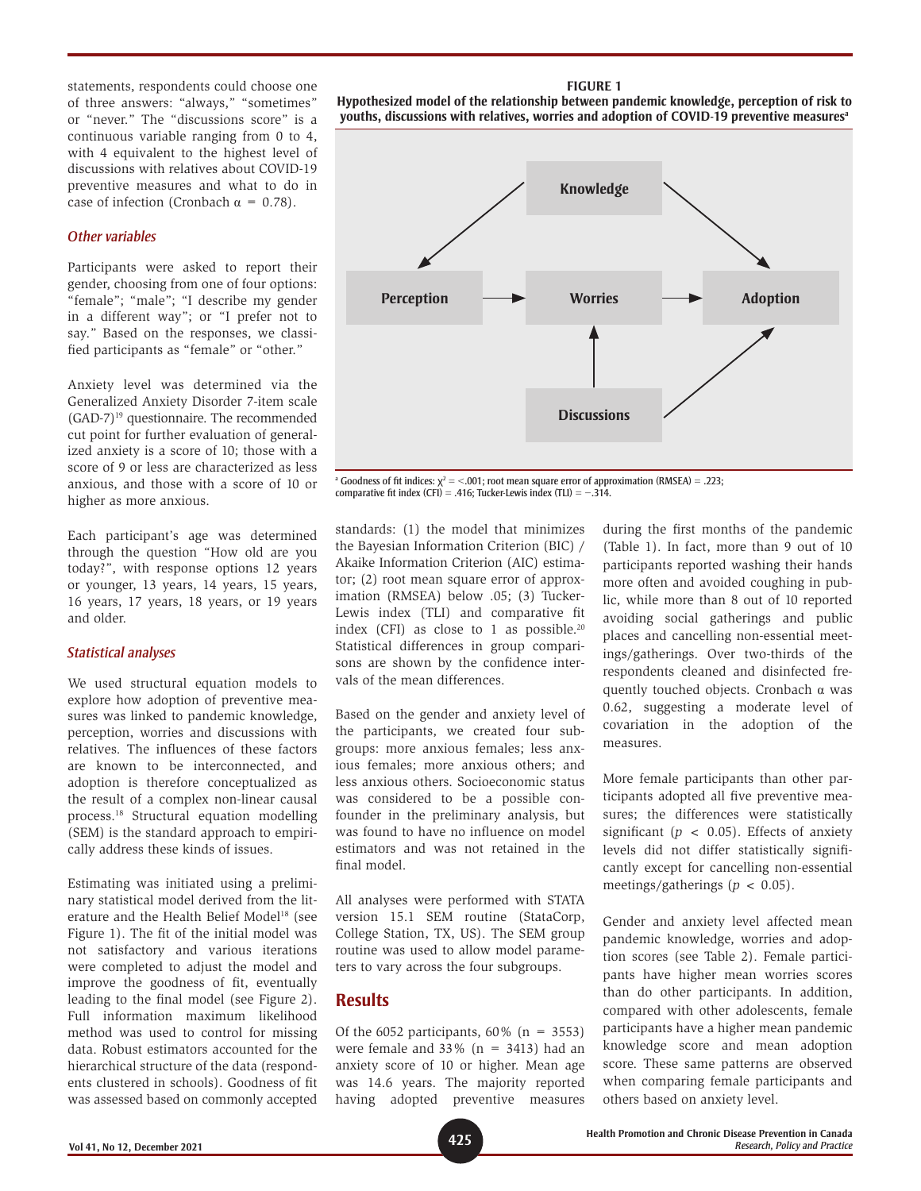statements, respondents could choose one of three answers: "always," "sometimes" or "never." The "discussions score" is a continuous variable ranging from 0 to 4, with 4 equivalent to the highest level of discussions with relatives about COVID-19 preventive measures and what to do in case of infection (Cronbach $\alpha$ = 0.78).

### *Other variables*

Participants were asked to report their gender, choosing from one of four options: "female"; "male"; "I describe my gender in a different way"; or "I prefer not to say." Based on the responses, we classified participants as "female" or "other."

Anxiety level was determined via the Generalized Anxiety Disorder 7-item scale (GAD-7)[19] questionnaire. The recommended cut point for further evaluation of generalized anxiety is a score of 10; those with a score of 9 or less are characterized as less anxious, and those with a score of 10 or higher as more anxious.

Each participant's age was determined through the question "How old are you today?", with response options 12 years or younger, 13 years, 14 years, 15 years, 16 years, 17 years, 18 years, or 19 years and older.

### *Statistical analyses*

We used structural equation models to explore how adoption of preventive measures was linked to pandemic knowledge, perception, worries and discussions with relatives. The influences of these factors are known to be interconnected, and adoption is therefore conceptualized as the result of a complex non-linear causal process.[18] Structural equation modelling (SEM) is the standard approach to empirically address these kinds of issues.

Estimating was initiated using a preliminary statistical model derived from the literature and the Health Belief Model[18] (see Figure 1). The fit of the initial model was not satisfactory and various iterations were completed to adjust the model and improve the goodness of fit, eventually leading to the final model (see Figure 2). Full information maximum likelihood method was used to control for missing data. Robust estimators accounted for the hierarchical structure of the data (respondents clustered in schools). Goodness of fit was assessed based on commonly accepted standards: (1) the model that minimizes the Bayesian Information Criterion (BIC) / Akaike Information Criterion (AIC) estimator; (2) root mean square error of approximation (RMSEA) below .05; (3) Tucker-Lewis index (TLI) and comparative fit index (CFI) as close to 1 as possible.[20] Statistical differences in group comparisons are shown by the confidence intervals of the mean differences.

**FIGURE 1**
**Hypothesized model of the relationship between pandemic knowledge, perception of risk to youths, discussions with relatives, worries and adoption of COVID-19 preventive measures[a]**

[a] Goodness of fit indices: $\chi^2$ = <.001; root mean square error of approximation (RMSEA) = .223; comparative fit index (CFI) = .416; Tucker-Lewis index (TLI) = −.314.

Based on the gender and anxiety level of the participants, we created four subgroups: more anxious females; less anxious females; more anxious others; and less anxious others. Socioeconomic status was considered to be a possible confounder in the preliminary analysis, but was found to have no influence on model estimators and was not retained in the final model.

All analyses were performed with STATA version 15.1 SEM routine (StataCorp, College Station, TX, US). The SEM group routine was used to allow model parameters to vary across the four subgroups.

## Results

Of the 6052 participants, 60% (n = 3553) were female and 33% (n = 3413) had an anxiety score of 10 or higher. Mean age was 14.6 years. The majority reported having adopted preventive measures during the first months of the pandemic (Table 1). In fact, more than 9 out of 10 participants reported washing their hands more often and avoided coughing in public, while more than 8 out of 10 reported avoiding social gatherings and public places and cancelling non-essential meetings/gatherings. Over two-thirds of the respondents cleaned and disinfected frequently touched objects. Cronbach $\alpha$ was 0.62, suggesting a moderate level of covariation in the adoption of the measures.

More female participants than other participants adopted all five preventive measures; the differences were statistically significant ($p < 0.05$). Effects of anxiety levels did not differ statistically significantly except for cancelling non-essential meetings/gatherings ($p < 0.05$).

Gender and anxiety level affected mean pandemic knowledge, worries and adoption scores (see Table 2). Female participants have higher mean worries scores than do other participants. In addition, compared with other adolescents, female participants have a higher mean pandemic knowledge score and mean adoption score. These same patterns are observed when comparing female participants and others based on anxiety level.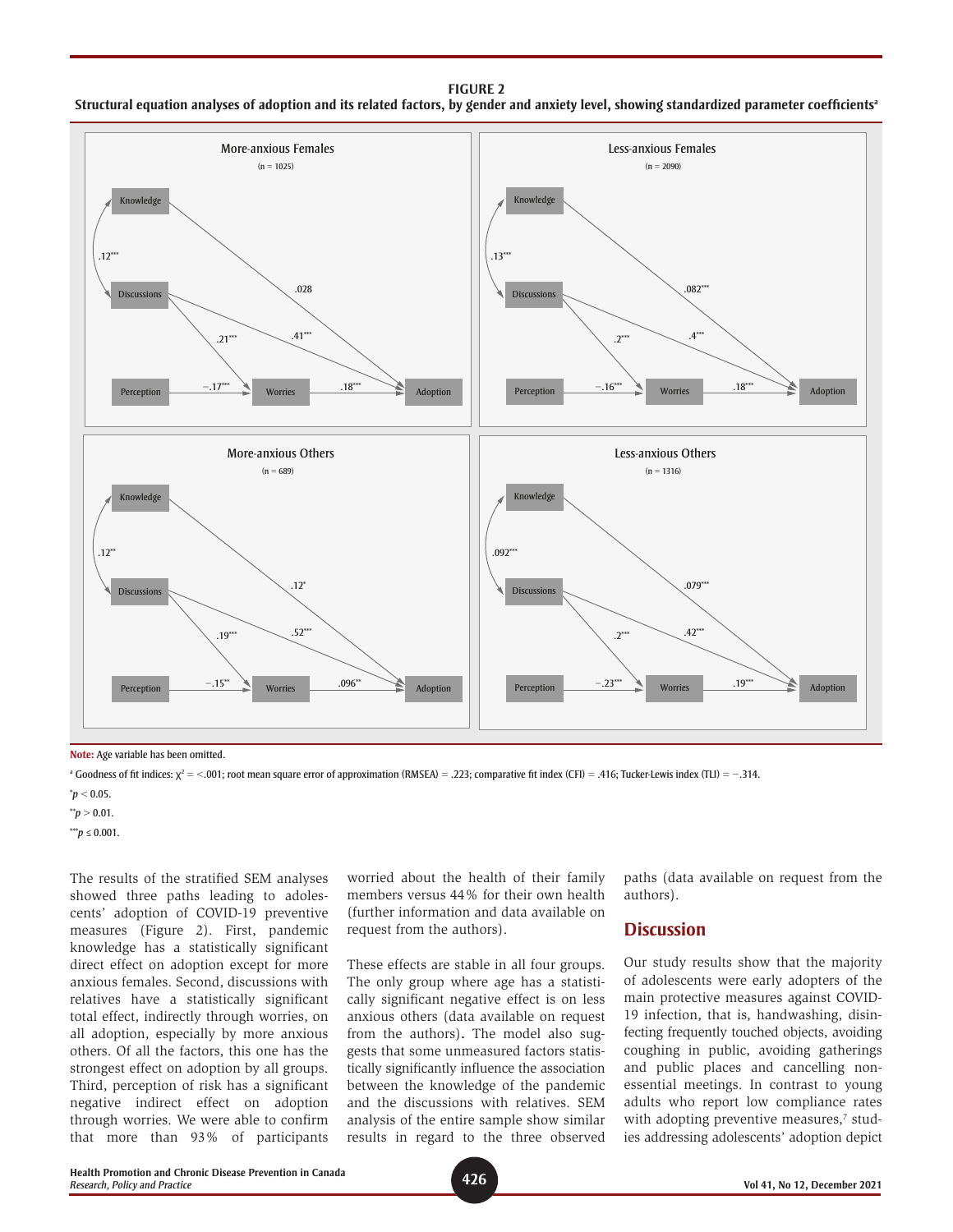**FIGURE 2**

**Structural equation analyses of adoption and its related factors, by gender and anxiety level, showing standardized parameter coefficients[a]**

More-anxious Females (n = 1025)

Knowledge ↔ Discussions: .12***; Knowledge → Adoption: .028; Discussions → Adoption: .41***; Discussions → Worries: .21***; Perception → Worries: −.17***; Worries → Adoption: .18***

Less-anxious Females (n = 2090)

Knowledge ↔ Discussions: .13***; Knowledge → Adoption: .082***; Discussions → Adoption: .4***; Discussions → Worries: .2***; Perception → Worries: −.16***; Worries → Adoption: .18***

More-anxious Others (n = 689)

Knowledge ↔ Discussions: .12**; Knowledge → Adoption: .12*; Discussions → Adoption: .52***; Discussions → Worries: .19***; Perception → Worries: −.15**; Worries → Adoption: .096**

Less-anxious Others (n = 1316)

Knowledge ↔ Discussions: .092***; Knowledge → Adoption: .079***; Discussions → Adoption: .42***; Discussions → Worries: .2***; Perception → Worries: −.23***; Worries → Adoption: .19***

**Note:** Age variable has been omitted.

[a] Goodness of fit indices: $\chi^2$ = <.001; root mean square error of approximation (RMSEA) = .223; comparative fit index (CFI) = .416; Tucker-Lewis index (TLI) = −.314.

$^{*}p < 0.05$.

$^{**}p > 0.01$.

$^{***}p \leq 0.001$.

The results of the stratified SEM analyses showed three paths leading to adolescents' adoption of COVID-19 preventive measures (Figure 2). First, pandemic knowledge has a statistically significant direct effect on adoption except for more anxious females. Second, discussions with relatives have a statistically significant total effect, indirectly through worries, on all adoption, especially by more anxious others. Of all the factors, this one has the strongest effect on adoption by all groups. Third, perception of risk has a significant negative indirect effect on adoption through worries. We were able to confirm that more than 93% of participants worried about the health of their family members versus 44% for their own health (further information and data available on request from the authors).

These effects are stable in all four groups. The only group where age has a statistically significant negative effect is on less anxious others (data available on request from the authors). The model also suggests that some unmeasured factors statistically significantly influence the association between the knowledge of the pandemic and the discussions with relatives. SEM analysis of the entire sample show similar results in regard to the three observed paths (data available on request from the authors).

## Discussion

Our study results show that the majority of adolescents were early adopters of the main protective measures against COVID-19 infection, that is, handwashing, disinfecting frequently touched objects, avoiding coughing in public, avoiding gatherings and public places and cancelling nonessential meetings. In contrast to young adults who report low compliance rates with adopting preventive measures,[7] studies addressing adolescents' adoption depict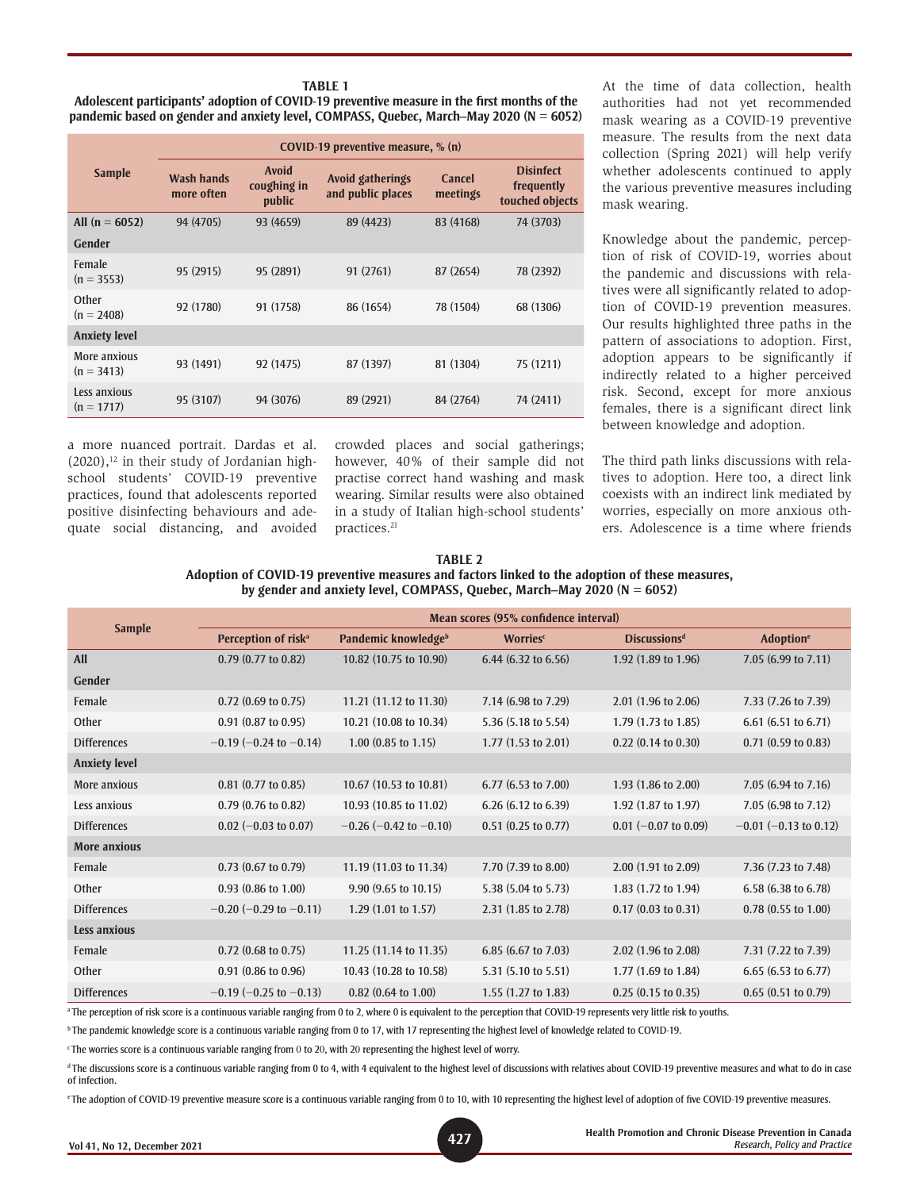**TABLE 1**
**Adolescent participants' adoption of COVID-19 preventive measure in the first months of the pandemic based on gender and anxiety level, COMPASS, Quebec, March–May 2020 (N = 6052)**

| Sample | COVID-19 preventive measure, % (n) | | | | |
|---|---|---|---|---|---|
| | Wash hands more often | Avoid coughing in public | Avoid gatherings and public places | Cancel meetings | Disinfect frequently touched objects |
| All (n = 6052) | 94 (4705) | 93 (4659) | 89 (4423) | 83 (4168) | 74 (3703) |
| **Gender** | | | | | |
| Female (n = 3553) | 95 (2915) | 95 (2891) | 91 (2761) | 87 (2654) | 78 (2392) |
| Other (n = 2408) | 92 (1780) | 91 (1758) | 86 (1654) | 78 (1504) | 68 (1306) |
| **Anxiety level** | | | | | |
| More anxious (n = 3413) | 93 (1491) | 92 (1475) | 87 (1397) | 81 (1304) | 75 (1211) |
| Less anxious (n = 1717) | 95 (3107) | 94 (3076) | 89 (2921) | 84 (2764) | 74 (2411) |

a more nuanced portrait. Dardas et al. (2020),[12] in their study of Jordanian high-school students' COVID-19 preventive practices, found that adolescents reported positive disinfecting behaviours and adequate social distancing, and avoided crowded places and social gatherings; however, 40% of their sample did not practise correct hand washing and mask wearing. Similar results were also obtained in a study of Italian high-school students' practices.[21]

At the time of data collection, health authorities had not yet recommended mask wearing as a COVID-19 preventive measure. The results from the next data collection (Spring 2021) will help verify whether adolescents continued to apply the various preventive measures including mask wearing.

Knowledge about the pandemic, perception of risk of COVID-19, worries about the pandemic and discussions with relatives were all significantly related to adoption of COVID-19 prevention measures. Our results highlighted three paths in the pattern of associations to adoption. First, adoption appears to be significantly if indirectly related to a higher perceived risk. Second, except for more anxious females, there is a significant direct link between knowledge and adoption.

The third path links discussions with relatives to adoption. Here too, a direct link coexists with an indirect link mediated by worries, especially on more anxious others. Adolescence is a time where friends

**TABLE 2**
**Adoption of COVID-19 preventive measures and factors linked to the adoption of these measures, by gender and anxiety level, COMPASS, Quebec, March–May 2020 (N = 6052)**

| Sample | Mean scores (95% confidence interval) | | | | |
|---|---|---|---|---|---|
| | Perception of risk[a] | Pandemic knowledge[b] | Worries[c] | Discussions[d] | Adoption[e] |
| **All** | 0.79 (0.77 to 0.82) | 10.82 (10.75 to 10.90) | 6.44 (6.32 to 6.56) | 1.92 (1.89 to 1.96) | 7.05 (6.99 to 7.11) |
| **Gender** | | | | | |
| Female | 0.72 (0.69 to 0.75) | 11.21 (11.12 to 11.30) | 7.14 (6.98 to 7.29) | 2.01 (1.96 to 2.06) | 7.33 (7.26 to 7.39) |
| Other | 0.91 (0.87 to 0.95) | 10.21 (10.08 to 10.34) | 5.36 (5.18 to 5.54) | 1.79 (1.73 to 1.85) | 6.61 (6.51 to 6.71) |
| Differences | −0.19 (−0.24 to −0.14) | 1.00 (0.85 to 1.15) | 1.77 (1.53 to 2.01) | 0.22 (0.14 to 0.30) | 0.71 (0.59 to 0.83) |
| **Anxiety level** | | | | | |
| More anxious | 0.81 (0.77 to 0.85) | 10.67 (10.53 to 10.81) | 6.77 (6.53 to 7.00) | 1.93 (1.86 to 2.00) | 7.05 (6.94 to 7.16) |
| Less anxious | 0.79 (0.76 to 0.82) | 10.93 (10.85 to 11.02) | 6.26 (6.12 to 6.39) | 1.92 (1.87 to 1.97) | 7.05 (6.98 to 7.12) |
| Differences | 0.02 (−0.03 to 0.07) | −0.26 (−0.42 to −0.10) | 0.51 (0.25 to 0.77) | 0.01 (−0.07 to 0.09) | −0.01 (−0.13 to 0.12) |
| **More anxious** | | | | | |
| Female | 0.73 (0.67 to 0.79) | 11.19 (11.03 to 11.34) | 7.70 (7.39 to 8.00) | 2.00 (1.91 to 2.09) | 7.36 (7.23 to 7.48) |
| Other | 0.93 (0.86 to 1.00) | 9.90 (9.65 to 10.15) | 5.38 (5.04 to 5.73) | 1.83 (1.72 to 1.94) | 6.58 (6.38 to 6.78) |
| Differences | −0.20 (−0.29 to −0.11) | 1.29 (1.01 to 1.57) | 2.31 (1.85 to 2.78) | 0.17 (0.03 to 0.31) | 0.78 (0.55 to 1.00) |
| **Less anxious** | | | | | |
| Female | 0.72 (0.68 to 0.75) | 11.25 (11.14 to 11.35) | 6.85 (6.67 to 7.03) | 2.02 (1.96 to 2.08) | 7.31 (7.22 to 7.39) |
| Other | 0.91 (0.86 to 0.96) | 10.43 (10.28 to 10.58) | 5.31 (5.10 to 5.51) | 1.77 (1.69 to 1.84) | 6.65 (6.53 to 6.77) |
| Differences | −0.19 (−0.25 to −0.13) | 0.82 (0.64 to 1.00) | 1.55 (1.27 to 1.83) | 0.25 (0.15 to 0.35) | 0.65 (0.51 to 0.79) |

[a] The perception of risk score is a continuous variable ranging from 0 to 2, where 0 is equivalent to the perception that COVID-19 represents very little risk to youths.

[b] The pandemic knowledge score is a continuous variable ranging from 0 to 17, with 17 representing the highest level of knowledge related to COVID-19.

[c] The worries score is a continuous variable ranging from 0 to 20, with 20 representing the highest level of worry.

[d] The discussions score is a continuous variable ranging from 0 to 4, with 4 equivalent to the highest level of discussions with relatives about COVID-19 preventive measures and what to do in case of infection.

[e] The adoption of COVID-19 preventive measure score is a continuous variable ranging from 0 to 10, with 10 representing the highest level of adoption of five COVID-19 preventive measures.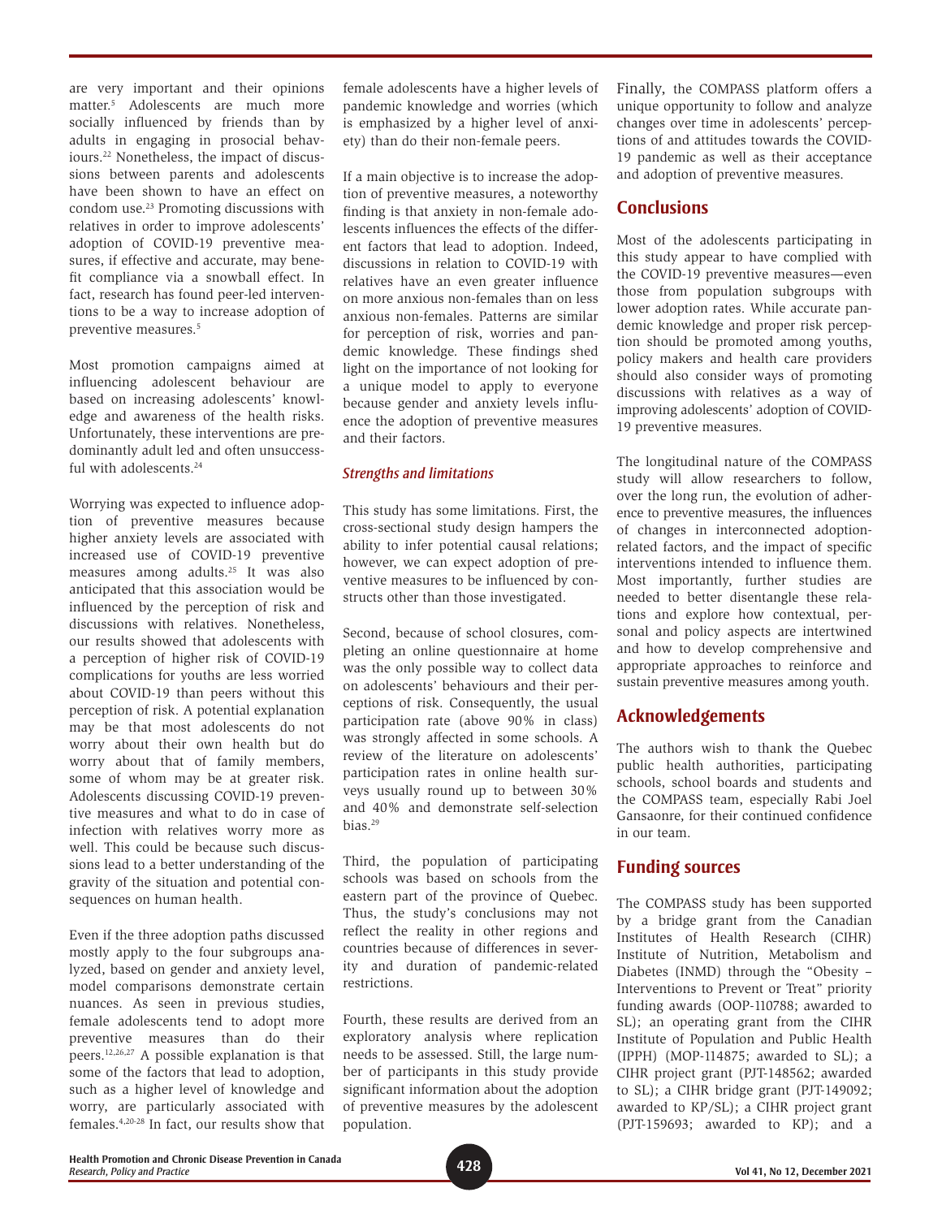are very important and their opinions matter.[5] Adolescents are much more socially influenced by friends than by adults in engaging in prosocial behaviours.[22] Nonetheless, the impact of discussions between parents and adolescents have been shown to have an effect on condom use.[23] Promoting discussions with relatives in order to improve adolescents' adoption of COVID-19 preventive measures, if effective and accurate, may benefit compliance via a snowball effect. In fact, research has found peer-led interventions to be a way to increase adoption of preventive measures.[5]

Most promotion campaigns aimed at influencing adolescent behaviour are based on increasing adolescents' knowledge and awareness of the health risks. Unfortunately, these interventions are predominantly adult led and often unsuccessful with adolescents.[24]

Worrying was expected to influence adoption of preventive measures because higher anxiety levels are associated with increased use of COVID-19 preventive measures among adults.[25] It was also anticipated that this association would be influenced by the perception of risk and discussions with relatives. Nonetheless, our results showed that adolescents with a perception of higher risk of COVID-19 complications for youths are less worried about COVID-19 than peers without this perception of risk. A potential explanation may be that most adolescents do not worry about their own health but do worry about that of family members, some of whom may be at greater risk. Adolescents discussing COVID-19 preventive measures and what to do in case of infection with relatives worry more as well. This could be because such discussions lead to a better understanding of the gravity of the situation and potential consequences on human health.

Even if the three adoption paths discussed mostly apply to the four subgroups analyzed, based on gender and anxiety level, model comparisons demonstrate certain nuances. As seen in previous studies, female adolescents tend to adopt more preventive measures than do their peers.[12,26,27] A possible explanation is that some of the factors that lead to adoption, such as a higher level of knowledge and worry, are particularly associated with females.[4,20-28] In fact, our results show that female adolescents have a higher levels of pandemic knowledge and worries (which is emphasized by a higher level of anxiety) than do their non-female peers.

If a main objective is to increase the adoption of preventive measures, a noteworthy finding is that anxiety in non-female adolescents influences the effects of the different factors that lead to adoption. Indeed, discussions in relation to COVID-19 with relatives have an even greater influence on more anxious non-females than on less anxious non-females. Patterns are similar for perception of risk, worries and pandemic knowledge. These findings shed light on the importance of not looking for a unique model to apply to everyone because gender and anxiety levels influence the adoption of preventive measures and their factors.

### *Strengths and limitations*

This study has some limitations. First, the cross-sectional study design hampers the ability to infer potential causal relations; however, we can expect adoption of preventive measures to be influenced by constructs other than those investigated.

Second, because of school closures, completing an online questionnaire at home was the only possible way to collect data on adolescents' behaviours and their perceptions of risk. Consequently, the usual participation rate (above 90% in class) was strongly affected in some schools. A review of the literature on adolescents' participation rates in online health surveys usually round up to between 30% and 40% and demonstrate self-selection bias.[29]

Third, the population of participating schools was based on schools from the eastern part of the province of Quebec. Thus, the study's conclusions may not reflect the reality in other regions and countries because of differences in severity and duration of pandemic-related restrictions.

Fourth, these results are derived from an exploratory analysis where replication needs to be assessed. Still, the large number of participants in this study provide significant information about the adoption of preventive measures by the adolescent population.

Finally, the COMPASS platform offers a unique opportunity to follow and analyze changes over time in adolescents' perceptions of and attitudes towards the COVID-19 pandemic as well as their acceptance and adoption of preventive measures.

## Conclusions

Most of the adolescents participating in this study appear to have complied with the COVID-19 preventive measures—even those from population subgroups with lower adoption rates. While accurate pandemic knowledge and proper risk perception should be promoted among youths, policy makers and health care providers should also consider ways of promoting discussions with relatives as a way of improving adolescents' adoption of COVID-19 preventive measures.

The longitudinal nature of the COMPASS study will allow researchers to follow, over the long run, the evolution of adherence to preventive measures, the influences of changes in interconnected adoption-related factors, and the impact of specific interventions intended to influence them. Most importantly, further studies are needed to better disentangle these relations and explore how contextual, personal and policy aspects are intertwined and how to develop comprehensive and appropriate approaches to reinforce and sustain preventive measures among youth.

## Acknowledgements

The authors wish to thank the Quebec public health authorities, participating schools, school boards and students and the COMPASS team, especially Rabi Joel Gansaonre, for their continued confidence in our team.

## Funding sources

The COMPASS study has been supported by a bridge grant from the Canadian Institutes of Health Research (CIHR) Institute of Nutrition, Metabolism and Diabetes (INMD) through the "Obesity – Interventions to Prevent or Treat" priority funding awards (OOP-110788; awarded to SL); an operating grant from the CIHR Institute of Population and Public Health (IPPH) (MOP-114875; awarded to SL); a CIHR project grant (PJT-148562; awarded to SL); a CIHR bridge grant (PJT-149092; awarded to KP/SL); a CIHR project grant (PJT-159693; awarded to KP); and a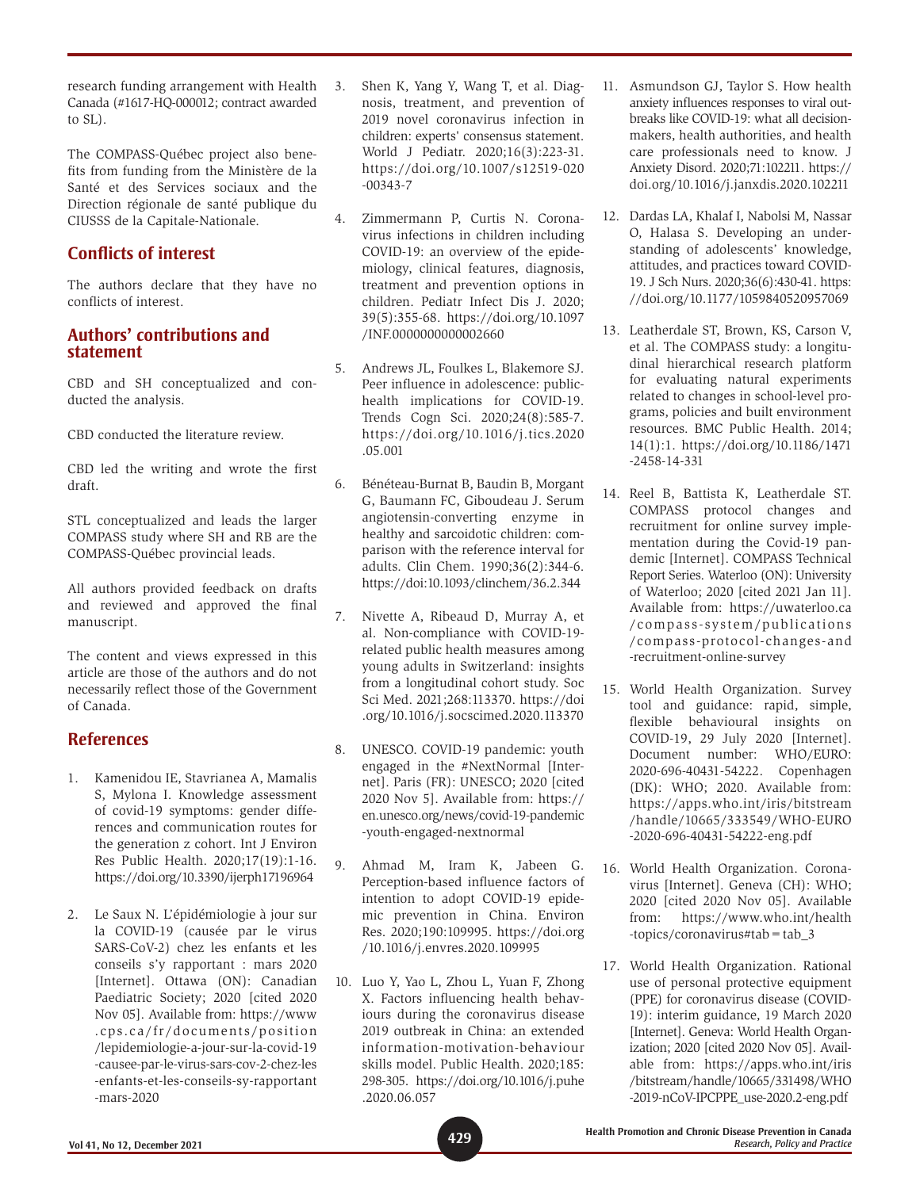research funding arrangement with Health Canada (#1617-HQ-000012; contract awarded to SL).

The COMPASS-Québec project also benefits from funding from the Ministère de la Santé et des Services sociaux and the Direction régionale de santé publique du CIUSSS de la Capitale-Nationale.

## Conflicts of interest

The authors declare that they have no conflicts of interest.

## Authors' contributions and statement

CBD and SH conceptualized and conducted the analysis.

CBD conducted the literature review.

CBD led the writing and wrote the first draft.

STL conceptualized and leads the larger COMPASS study where SH and RB are the COMPASS-Québec provincial leads.

All authors provided feedback on drafts and reviewed and approved the final manuscript.

The content and views expressed in this article are those of the authors and do not necessarily reflect those of the Government of Canada.

## References

1. Kamenidou IE, Stavrianea A, Mamalis S, Mylona I. Knowledge assessment of covid-19 symptoms: gender differences and communication routes for the generation z cohort. Int J Environ Res Public Health. 2020;17(19):1-16. https://doi.org/10.3390/ijerph17196964

2. Le Saux N. L'épidémiologie à jour sur la COVID-19 (causée par le virus SARS-CoV-2) chez les enfants et les conseils s'y rapportant : mars 2020 [Internet]. Ottawa (ON): Canadian Paediatric Society; 2020 [cited 2020 Nov 05]. Available from: https://www.cps.ca/fr/documents/position/lepidemiologie-a-jour-sur-la-covid-19-causee-par-le-virus-sars-cov-2-chez-les-enfants-et-les-conseils-sy-rapportant-mars-2020

3. Shen K, Yang Y, Wang T, et al. Diagnosis, treatment, and prevention of 2019 novel coronavirus infection in children: experts' consensus statement. World J Pediatr. 2020;16(3):223-31. https://doi.org/10.1007/s12519-020-00343-7

4. Zimmermann P, Curtis N. Coronavirus infections in children including COVID-19: an overview of the epidemiology, clinical features, diagnosis, treatment and prevention options in children. Pediatr Infect Dis J. 2020;39(5):355-68. https://doi.org/10.1097/INF.0000000000002660

5. Andrews JL, Foulkes L, Blakemore SJ. Peer influence in adolescence: public-health implications for COVID-19. Trends Cogn Sci. 2020;24(8):585-7. https://doi.org/10.1016/j.tics.2020.05.001

6. Bénéteau-Burnat B, Baudin B, Morgant G, Baumann FC, Giboudeau J. Serum angiotensin-converting enzyme in healthy and sarcoidotic children: comparison with the reference interval for adults. Clin Chem. 1990;36(2):344-6. https://doi:10.1093/clinchem/36.2.344

7. Nivette A, Ribeaud D, Murray A, et al. Non-compliance with COVID-19-related public health measures among young adults in Switzerland: insights from a longitudinal cohort study. Soc Sci Med. 2021;268:113370. https://doi.org/10.1016/j.socscimed.2020.113370

8. UNESCO. COVID-19 pandemic: youth engaged in the #NextNormal [Internet]. Paris (FR): UNESCO; 2020 [cited 2020 Nov 5]. Available from: https://en.unesco.org/news/covid-19-pandemic-youth-engaged-nextnormal

9. Ahmad M, Iram K, Jabeen G. Perception-based influence factors of intention to adopt COVID-19 epidemic prevention in China. Environ Res. 2020;190:109995. https://doi.org/10.1016/j.envres.2020.109995

10. Luo Y, Yao L, Zhou L, Yuan F, Zhong X. Factors influencing health behaviours during the coronavirus disease 2019 outbreak in China: an extended information-motivation-behaviour skills model. Public Health. 2020;185:298-305. https://doi.org/10.1016/j.puhe.2020.06.057

11. Asmundson GJ, Taylor S. How health anxiety influences responses to viral outbreaks like COVID-19: what all decision-makers, health authorities, and health care professionals need to know. J Anxiety Disord. 2020;71:102211. https://doi.org/10.1016/j.janxdis.2020.102211

12. Dardas LA, Khalaf I, Nabolsi M, Nassar O, Halasa S. Developing an understanding of adolescents' knowledge, attitudes, and practices toward COVID-19. J Sch Nurs. 2020;36(6):430-41. https://doi.org/10.1177/1059840520957069

13. Leatherdale ST, Brown, KS, Carson V, et al. The COMPASS study: a longitudinal hierarchical research platform for evaluating natural experiments related to changes in school-level programs, policies and built environment resources. BMC Public Health. 2014;14(1):1. https://doi.org/10.1186/1471-2458-14-331

14. Reel B, Battista K, Leatherdale ST. COMPASS protocol changes and recruitment for online survey implementation during the Covid-19 pandemic [Internet]. COMPASS Technical Report Series. Waterloo (ON): University of Waterloo; 2020 [cited 2021 Jan 11]. Available from: https://uwaterloo.ca/compass-system/publications/compass-protocol-changes-and-recruitment-online-survey

15. World Health Organization. Survey tool and guidance: rapid, simple, flexible behavioural insights on COVID-19, 29 July 2020 [Internet]. Document number: WHO/EURO:2020-696-40431-54222. Copenhagen (DK): WHO; 2020. Available from: https://apps.who.int/iris/bitstream/handle/10665/333549/WHO-EURO-2020-696-40431-54222-eng.pdf

16. World Health Organization. Coronavirus [Internet]. Geneva (CH): WHO; 2020 [cited 2020 Nov 05]. Available from: https://www.who.int/health-topics/coronavirus#tab=tab_3

17. World Health Organization. Rational use of personal protective equipment (PPE) for coronavirus disease (COVID-19): interim guidance, 19 March 2020 [Internet]. Geneva: World Health Organization; 2020 [cited 2020 Nov 05]. Available from: https://apps.who.int/iris/bitstream/handle/10665/331498/WHO-2019-nCoV-IPCPPE_use-2020.2-eng.pdf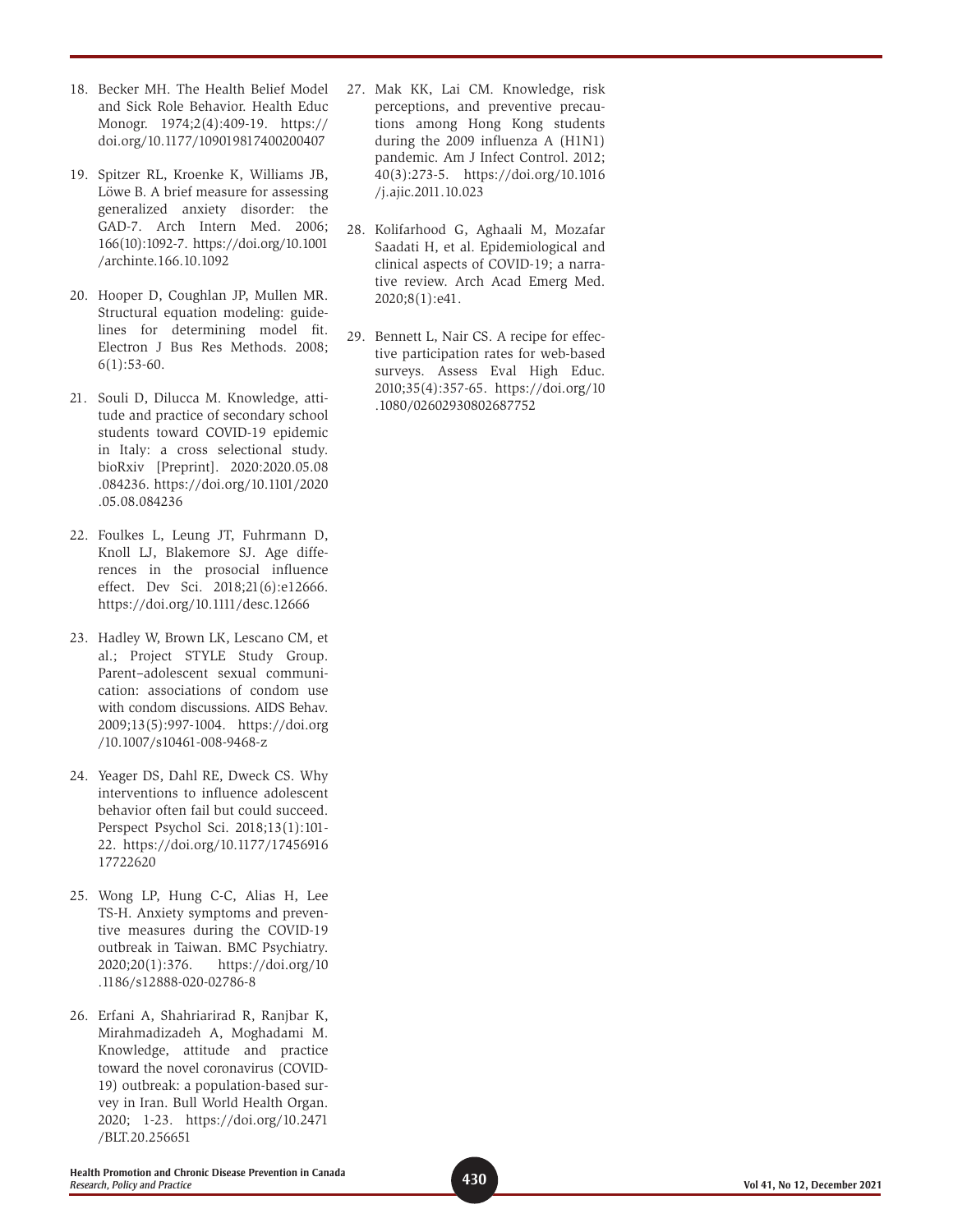18. Becker MH. The Health Belief Model and Sick Role Behavior. Health Educ Monogr. 1974;2(4):409-19. https://doi.org/10.1177/109019817400200407

19. Spitzer RL, Kroenke K, Williams JB, Löwe B. A brief measure for assessing generalized anxiety disorder: the GAD-7. Arch Intern Med. 2006; 166(10):1092-7. https://doi.org/10.1001/archinte.166.10.1092

20. Hooper D, Coughlan JP, Mullen MR. Structural equation modeling: guidelines for determining model fit. Electron J Bus Res Methods. 2008; 6(1):53-60.

21. Souli D, Dilucca M. Knowledge, attitude and practice of secondary school students toward COVID-19 epidemic in Italy: a cross selectional study. bioRxiv [Preprint]. 2020:2020.05.08.084236. https://doi.org/10.1101/2020.05.08.084236

22. Foulkes L, Leung JT, Fuhrmann D, Knoll LJ, Blakemore SJ. Age differences in the prosocial influence effect. Dev Sci. 2018;21(6):e12666. https://doi.org/10.1111/desc.12666

23. Hadley W, Brown LK, Lescano CM, et al.; Project STYLE Study Group. Parent–adolescent sexual communication: associations of condom use with condom discussions. AIDS Behav. 2009;13(5):997-1004. https://doi.org/10.1007/s10461-008-9468-z

24. Yeager DS, Dahl RE, Dweck CS. Why interventions to influence adolescent behavior often fail but could succeed. Perspect Psychol Sci. 2018;13(1):101-22. https://doi.org/10.1177/1745691617722620

25. Wong LP, Hung C-C, Alias H, Lee TS-H. Anxiety symptoms and preventive measures during the COVID-19 outbreak in Taiwan. BMC Psychiatry. 2020;20(1):376. https://doi.org/10.1186/s12888-020-02786-8

26. Erfani A, Shahriarirad R, Ranjbar K, Mirahmadizadeh A, Moghadami M. Knowledge, attitude and practice toward the novel coronavirus (COVID-19) outbreak: a population-based survey in Iran. Bull World Health Organ. 2020; 1-23. https://doi.org/10.2471/BLT.20.256651

27. Mak KK, Lai CM. Knowledge, risk perceptions, and preventive precautions among Hong Kong students during the 2009 influenza A (H1N1) pandemic. Am J Infect Control. 2012; 40(3):273-5. https://doi.org/10.1016/j.ajic.2011.10.023

28. Kolifarhood G, Aghaali M, Mozafar Saadati H, et al. Epidemiological and clinical aspects of COVID-19; a narrative review. Arch Acad Emerg Med. 2020;8(1):e41.

29. Bennett L, Nair CS. A recipe for effective participation rates for web-based surveys. Assess Eval High Educ. 2010;35(4):357-65. https://doi.org/10.1080/02602930802687752